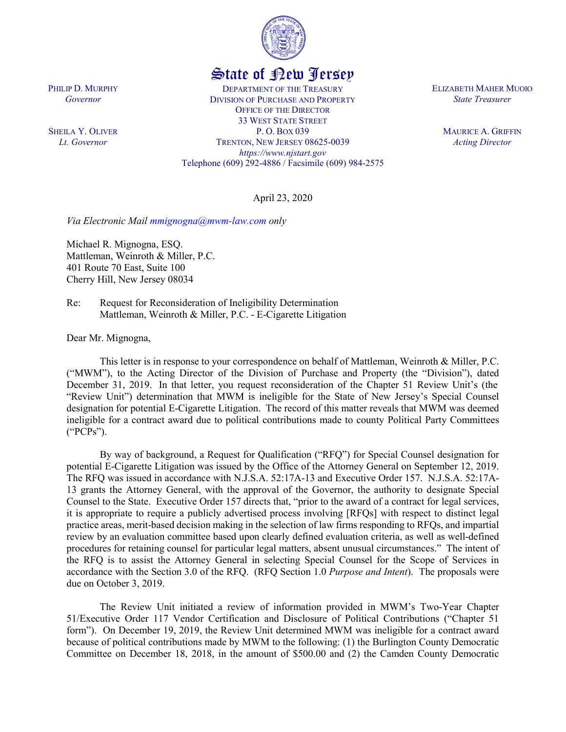State of New Jersey

PHILIP D. MURPHY
*Governor*

SHEILA Y. OLIVER
*Lt. Governor*

DEPARTMENT OF THE TREASURY
DIVISION OF PURCHASE AND PROPERTY
OFFICE OF THE DIRECTOR
33 WEST STATE STREET
P. O. BOX 039
TRENTON, NEW JERSEY 08625-0039
*https://www.njstart.gov*
Telephone (609) 292-4886 / Facsimile (609) 984-2575

ELIZABETH MAHER MUOIO
*State Treasurer*

MAURICE A. GRIFFIN
*Acting Director*

April 23, 2020

*Via Electronic Mail mmignogna@mwm-law.com only*

Michael R. Mignogna, ESQ.
Mattleman, Weinroth & Miller, P.C.
401 Route 70 East, Suite 100
Cherry Hill, New Jersey 08034

Re: Request for Reconsideration of Ineligibility Determination
Mattleman, Weinroth & Miller, P.C. - E-Cigarette Litigation

Dear Mr. Mignogna,

This letter is in response to your correspondence on behalf of Mattleman, Weinroth & Miller, P.C. ("MWM"), to the Acting Director of the Division of Purchase and Property (the "Division"), dated December 31, 2019. In that letter, you request reconsideration of the Chapter 51 Review Unit's (the "Review Unit") determination that MWM is ineligible for the State of New Jersey's Special Counsel designation for potential E-Cigarette Litigation. The record of this matter reveals that MWM was deemed ineligible for a contract award due to political contributions made to county Political Party Committees ("PCPs").

By way of background, a Request for Qualification ("RFQ") for Special Counsel designation for potential E-Cigarette Litigation was issued by the Office of the Attorney General on September 12, 2019. The RFQ was issued in accordance with N.J.S.A. 52:17A-13 and Executive Order 157. N.J.S.A. 52:17A-13 grants the Attorney General, with the approval of the Governor, the authority to designate Special Counsel to the State. Executive Order 157 directs that, "prior to the award of a contract for legal services, it is appropriate to require a publicly advertised process involving [RFQs] with respect to distinct legal practice areas, merit-based decision making in the selection of law firms responding to RFQs, and impartial review by an evaluation committee based upon clearly defined evaluation criteria, as well as well-defined procedures for retaining counsel for particular legal matters, absent unusual circumstances." The intent of the RFQ is to assist the Attorney General in selecting Special Counsel for the Scope of Services in accordance with the Section 3.0 of the RFQ. (RFQ Section 1.0 *Purpose and Intent*). The proposals were due on October 3, 2019.

The Review Unit initiated a review of information provided in MWM's Two-Year Chapter 51/Executive Order 117 Vendor Certification and Disclosure of Political Contributions ("Chapter 51 form"). On December 19, 2019, the Review Unit determined MWM was ineligible for a contract award because of political contributions made by MWM to the following: (1) the Burlington County Democratic Committee on December 18, 2018, in the amount of $500.00 and (2) the Camden County Democratic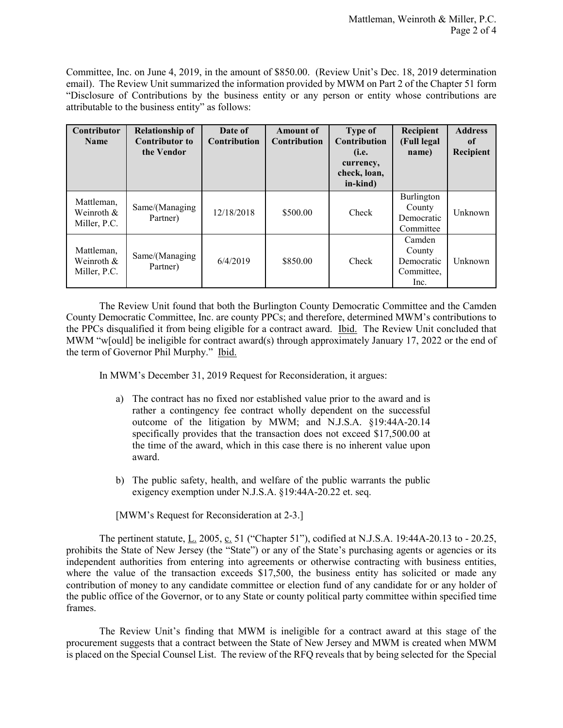Committee, Inc. on June 4, 2019, in the amount of $850.00. (Review Unit's Dec. 18, 2019 determination email). The Review Unit summarized the information provided by MWM on Part 2 of the Chapter 51 form "Disclosure of Contributions by the business entity or any person or entity whose contributions are attributable to the business entity" as follows:

| Contributor Name | Relationship of Contributor to the Vendor | Date of Contribution | Amount of Contribution | Type of Contribution (i.e. currency, check, loan, in-kind) | Recipient (Full legal name) | Address of Recipient |
|---|---|---|---|---|---|---|
| Mattleman, Weinroth & Miller, P.C. | Same/(Managing Partner) | 12/18/2018 | $500.00 | Check | Burlington County Democratic Committee | Unknown |
| Mattleman, Weinroth & Miller, P.C. | Same/(Managing Partner) | 6/4/2019 | $850.00 | Check | Camden County Democratic Committee, Inc. | Unknown |

The Review Unit found that both the Burlington County Democratic Committee and the Camden County Democratic Committee, Inc. are county PPCs; and therefore, determined MWM's contributions to the PPCs disqualified it from being eligible for a contract award. Ibid. The Review Unit concluded that MWM "w[ould] be ineligible for contract award(s) through approximately January 17, 2022 or the end of the term of Governor Phil Murphy." Ibid.

In MWM's December 31, 2019 Request for Reconsideration, it argues:

a) The contract has no fixed nor established value prior to the award and is rather a contingency fee contract wholly dependent on the successful outcome of the litigation by MWM; and N.J.S.A. §19:44A-20.14 specifically provides that the transaction does not exceed $17,500.00 at the time of the award, which in this case there is no inherent value upon award.

b) The public safety, health, and welfare of the public warrants the public exigency exemption under N.J.S.A. §19:44A-20.22 et. seq.

[MWM's Request for Reconsideration at 2-3.]

The pertinent statute, L. 2005, c. 51 ("Chapter 51"), codified at N.J.S.A. 19:44A-20.13 to - 20.25, prohibits the State of New Jersey (the "State") or any of the State's purchasing agents or agencies or its independent authorities from entering into agreements or otherwise contracting with business entities, where the value of the transaction exceeds $17,500, the business entity has solicited or made any contribution of money to any candidate committee or election fund of any candidate for or any holder of the public office of the Governor, or to any State or county political party committee within specified time frames.

The Review Unit's finding that MWM is ineligible for a contract award at this stage of the procurement suggests that a contract between the State of New Jersey and MWM is created when MWM is placed on the Special Counsel List. The review of the RFQ reveals that by being selected for the Special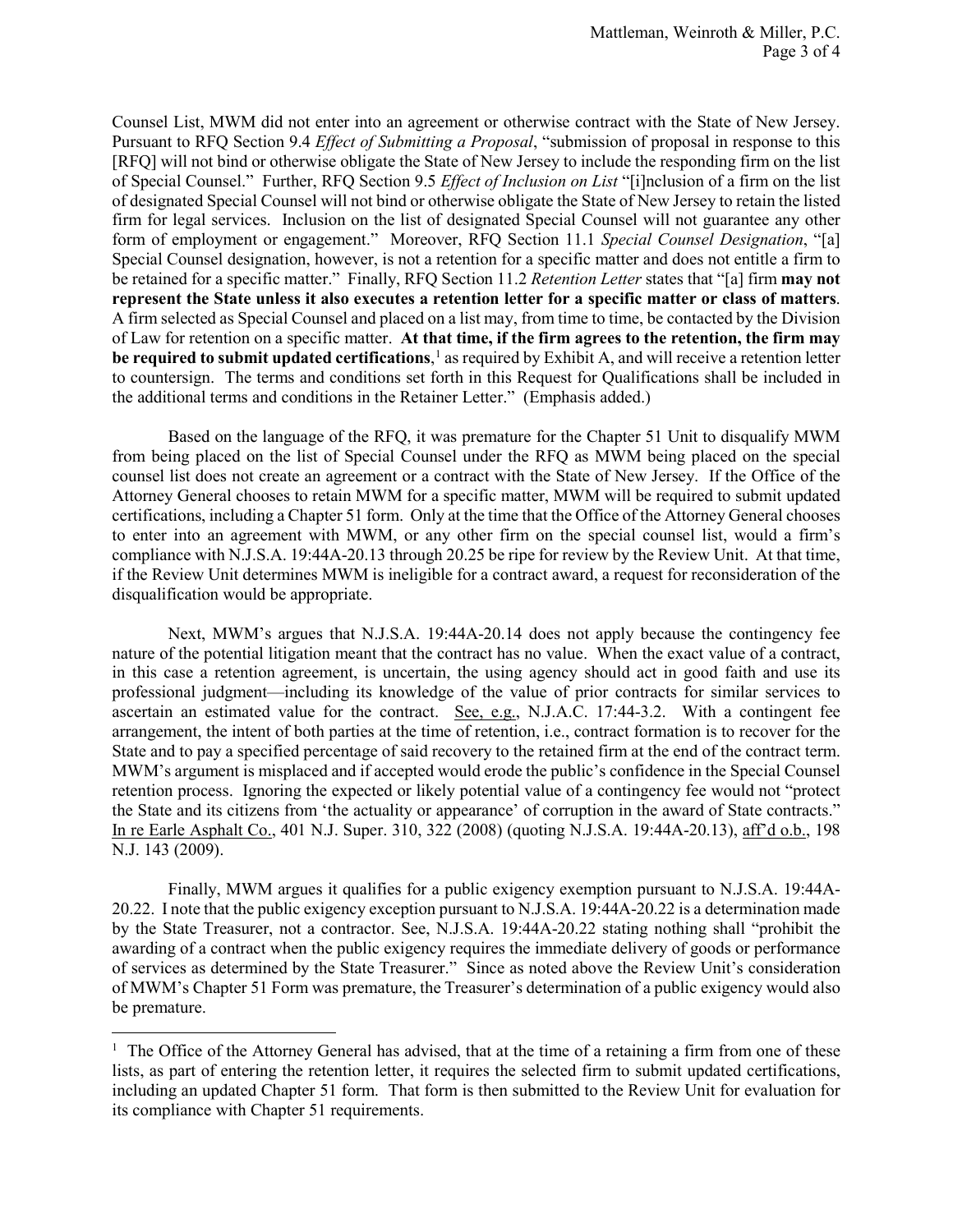Counsel List, MWM did not enter into an agreement or otherwise contract with the State of New Jersey. Pursuant to RFQ Section 9.4 *Effect of Submitting a Proposal*, "submission of proposal in response to this [RFQ] will not bind or otherwise obligate the State of New Jersey to include the responding firm on the list of Special Counsel." Further, RFQ Section 9.5 *Effect of Inclusion on List* "[i]nclusion of a firm on the list of designated Special Counsel will not bind or otherwise obligate the State of New Jersey to retain the listed firm for legal services. Inclusion on the list of designated Special Counsel will not guarantee any other form of employment or engagement." Moreover, RFQ Section 11.1 *Special Counsel Designation*, "[a] Special Counsel designation, however, is not a retention for a specific matter and does not entitle a firm to be retained for a specific matter." Finally, RFQ Section 11.2 *Retention Letter* states that "[a] firm **may not represent the State unless it also executes a retention letter for a specific matter or class of matters**. A firm selected as Special Counsel and placed on a list may, from time to time, be contacted by the Division of Law for retention on a specific matter. **At that time, if the firm agrees to the retention, the firm may be required to submit updated certifications**,[1] as required by Exhibit A, and will receive a retention letter to countersign. The terms and conditions set forth in this Request for Qualifications shall be included in the additional terms and conditions in the Retainer Letter." (Emphasis added.)

Based on the language of the RFQ, it was premature for the Chapter 51 Unit to disqualify MWM from being placed on the list of Special Counsel under the RFQ as MWM being placed on the special counsel list does not create an agreement or a contract with the State of New Jersey. If the Office of the Attorney General chooses to retain MWM for a specific matter, MWM will be required to submit updated certifications, including a Chapter 51 form. Only at the time that the Office of the Attorney General chooses to enter into an agreement with MWM, or any other firm on the special counsel list, would a firm's compliance with N.J.S.A. 19:44A-20.13 through 20.25 be ripe for review by the Review Unit. At that time, if the Review Unit determines MWM is ineligible for a contract award, a request for reconsideration of the disqualification would be appropriate.

Next, MWM's argues that N.J.S.A. 19:44A-20.14 does not apply because the contingency fee nature of the potential litigation meant that the contract has no value. When the exact value of a contract, in this case a retention agreement, is uncertain, the using agency should act in good faith and use its professional judgment—including its knowledge of the value of prior contracts for similar services to ascertain an estimated value for the contract. See, e.g., N.J.A.C. 17:44-3.2. With a contingent fee arrangement, the intent of both parties at the time of retention, i.e., contract formation is to recover for the State and to pay a specified percentage of said recovery to the retained firm at the end of the contract term. MWM's argument is misplaced and if accepted would erode the public's confidence in the Special Counsel retention process. Ignoring the expected or likely potential value of a contingency fee would not "protect the State and its citizens from 'the actuality or appearance' of corruption in the award of State contracts." In re Earle Asphalt Co., 401 N.J. Super. 310, 322 (2008) (quoting N.J.S.A. 19:44A-20.13), aff'd o.b., 198 N.J. 143 (2009).

Finally, MWM argues it qualifies for a public exigency exemption pursuant to N.J.S.A. 19:44A-20.22. I note that the public exigency exception pursuant to N.J.S.A. 19:44A-20.22 is a determination made by the State Treasurer, not a contractor. See, N.J.S.A. 19:44A-20.22 stating nothing shall "prohibit the awarding of a contract when the public exigency requires the immediate delivery of goods or performance of services as determined by the State Treasurer." Since as noted above the Review Unit's consideration of MWM's Chapter 51 Form was premature, the Treasurer's determination of a public exigency would also be premature.

---

[1] The Office of the Attorney General has advised, that at the time of a retaining a firm from one of these lists, as part of entering the retention letter, it requires the selected firm to submit updated certifications, including an updated Chapter 51 form. That form is then submitted to the Review Unit for evaluation for its compliance with Chapter 51 requirements.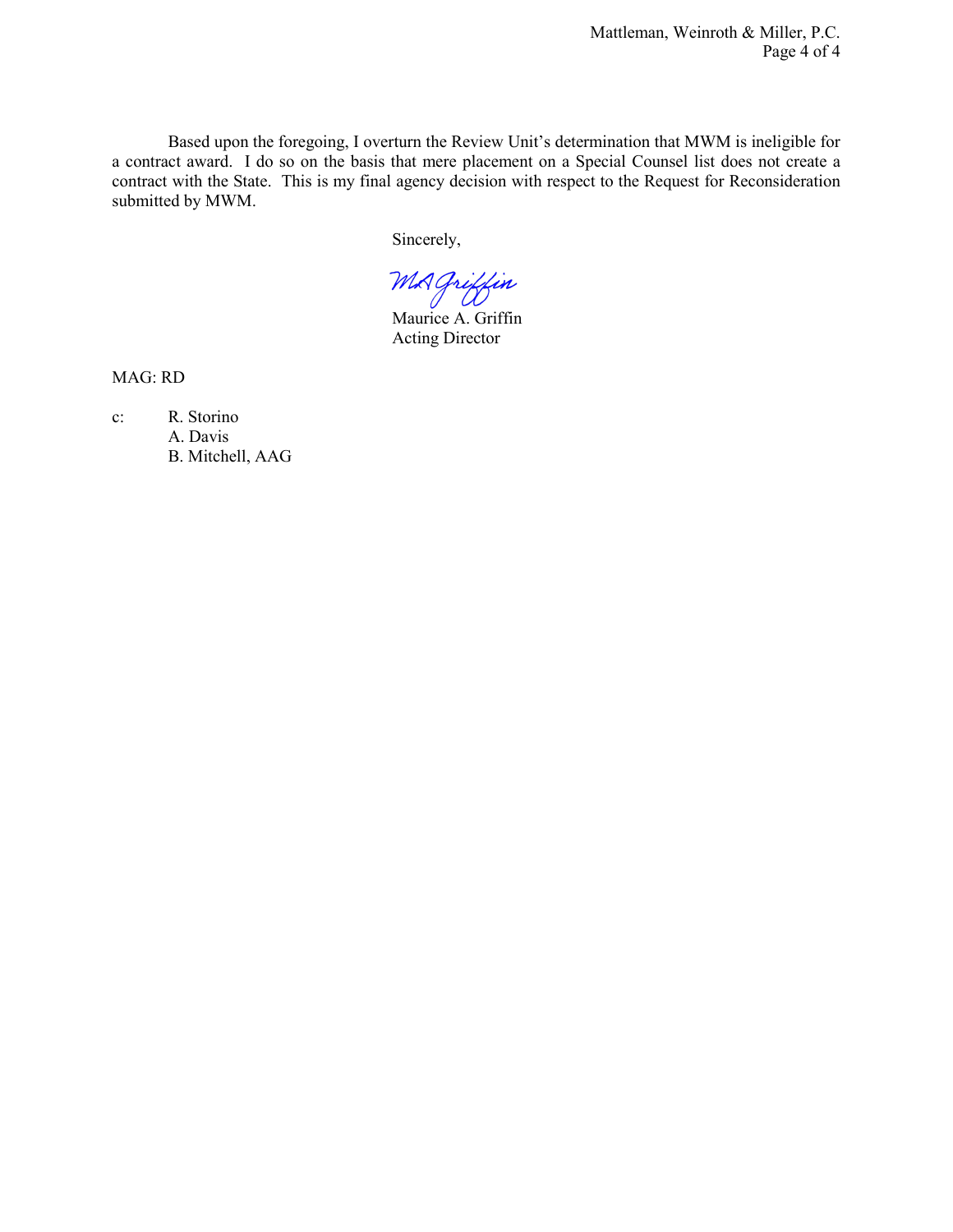Based upon the foregoing, I overturn the Review Unit's determination that MWM is ineligible for a contract award. I do so on the basis that mere placement on a Special Counsel list does not create a contract with the State. This is my final agency decision with respect to the Request for Reconsideration submitted by MWM.

Sincerely,

MA Griffin

Maurice A. Griffin
Acting Director

MAG: RD

c: R. Storino
A. Davis
B. Mitchell, AAG